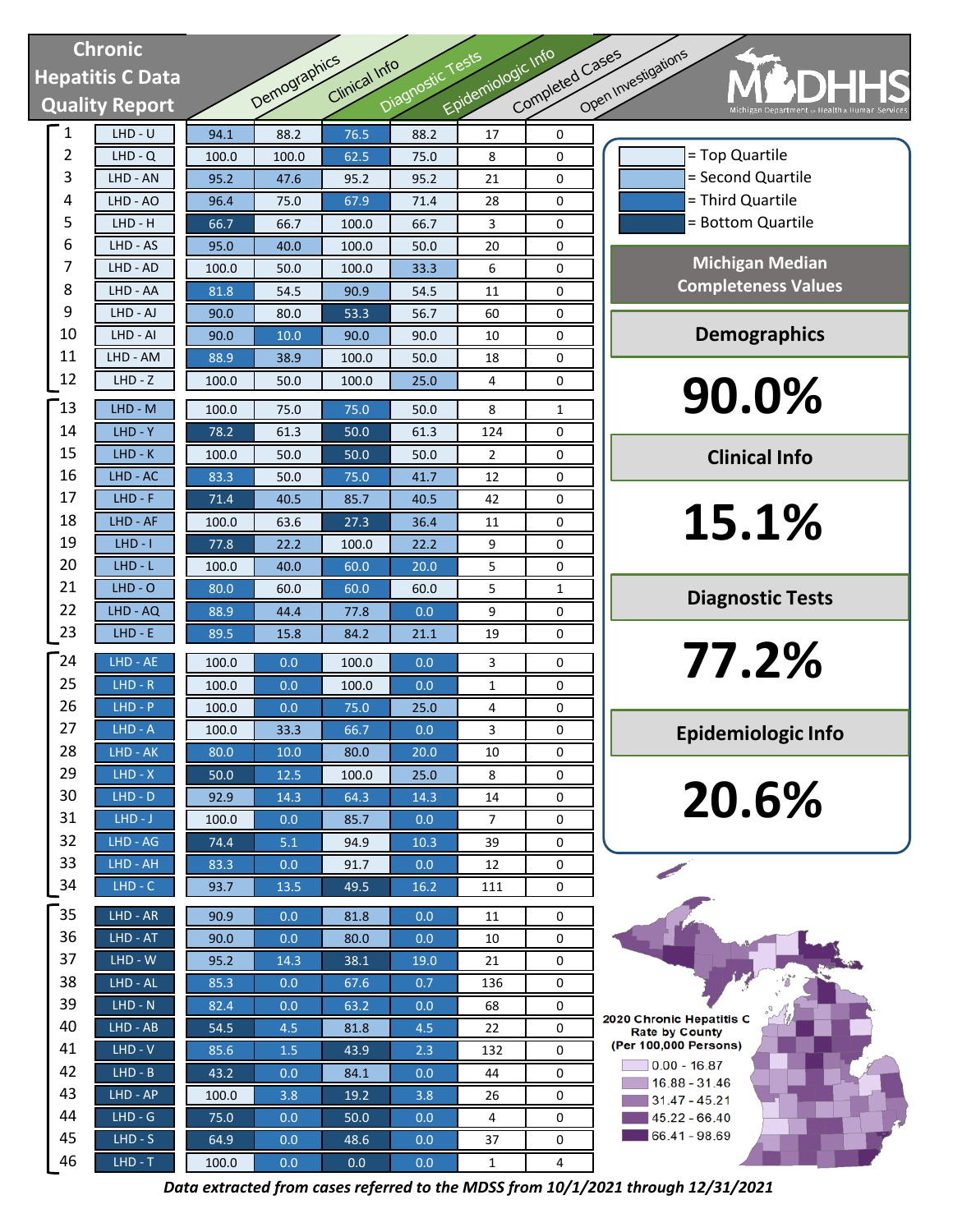# Chronic Hepatitis C Data Quality Report

| # | LHD | Demographics | Clinical Info | Diagnostic Tests | Epidemiologic Info | Completed Cases | Open Investigations |
|---|---|---|---|---|---|---|---|
| 1 | LHD - U | 94.1 | 88.2 | 76.5 | 88.2 | 17 | 0 |
| 2 | LHD - Q | 100.0 | 100.0 | 62.5 | 75.0 | 8 | 0 |
| 3 | LHD - AN | 95.2 | 47.6 | 95.2 | 95.2 | 21 | 0 |
| 4 | LHD - AO | 96.4 | 75.0 | 67.9 | 71.4 | 28 | 0 |
| 5 | LHD - H | 66.7 | 66.7 | 100.0 | 66.7 | 3 | 0 |
| 6 | LHD - AS | 95.0 | 40.0 | 100.0 | 50.0 | 20 | 0 |
| 7 | LHD - AD | 100.0 | 50.0 | 100.0 | 33.3 | 6 | 0 |
| 8 | LHD - AA | 81.8 | 54.5 | 90.9 | 54.5 | 11 | 0 |
| 9 | LHD - AJ | 90.0 | 80.0 | 53.3 | 56.7 | 60 | 0 |
| 10 | LHD - AI | 90.0 | 10.0 | 90.0 | 90.0 | 10 | 0 |
| 11 | LHD - AM | 88.9 | 38.9 | 100.0 | 50.0 | 18 | 0 |
| 12 | LHD - Z | 100.0 | 50.0 | 100.0 | 25.0 | 4 | 0 |
| 13 | LHD - M | 100.0 | 75.0 | 75.0 | 50.0 | 8 | 1 |
| 14 | LHD - Y | 78.2 | 61.3 | 50.0 | 61.3 | 124 | 0 |
| 15 | LHD - K | 100.0 | 50.0 | 50.0 | 50.0 | 2 | 0 |
| 16 | LHD - AC | 83.3 | 50.0 | 75.0 | 41.7 | 12 | 0 |
| 17 | LHD - F | 71.4 | 40.5 | 85.7 | 40.5 | 42 | 0 |
| 18 | LHD - AF | 100.0 | 63.6 | 27.3 | 36.4 | 11 | 0 |
| 19 | LHD - I | 77.8 | 22.2 | 100.0 | 22.2 | 9 | 0 |
| 20 | LHD - L | 100.0 | 40.0 | 60.0 | 20.0 | 5 | 0 |
| 21 | LHD - O | 80.0 | 60.0 | 60.0 | 60.0 | 5 | 1 |
| 22 | LHD - AQ | 88.9 | 44.4 | 77.8 | 0.0 | 9 | 0 |
| 23 | LHD - E | 89.5 | 15.8 | 84.2 | 21.1 | 19 | 0 |
| 24 | LHD - AE | 100.0 | 0.0 | 100.0 | 0.0 | 3 | 0 |
| 25 | LHD - R | 100.0 | 0.0 | 100.0 | 0.0 | 1 | 0 |
| 26 | LHD - P | 100.0 | 0.0 | 75.0 | 25.0 | 4 | 0 |
| 27 | LHD - A | 100.0 | 33.3 | 66.7 | 0.0 | 3 | 0 |
| 28 | LHD - AK | 80.0 | 10.0 | 80.0 | 20.0 | 10 | 0 |
| 29 | LHD - X | 50.0 | 12.5 | 100.0 | 25.0 | 8 | 0 |
| 30 | LHD - D | 92.9 | 14.3 | 64.3 | 14.3 | 14 | 0 |
| 31 | LHD - J | 100.0 | 0.0 | 85.7 | 0.0 | 7 | 0 |
| 32 | LHD - AG | 74.4 | 5.1 | 94.9 | 10.3 | 39 | 0 |
| 33 | LHD - AH | 83.3 | 0.0 | 91.7 | 0.0 | 12 | 0 |
| 34 | LHD - C | 93.7 | 13.5 | 49.5 | 16.2 | 111 | 0 |
| 35 | LHD - AR | 90.9 | 0.0 | 81.8 | 0.0 | 11 | 0 |
| 36 | LHD - AT | 90.0 | 0.0 | 80.0 | 0.0 | 10 | 0 |
| 37 | LHD - W | 95.2 | 14.3 | 38.1 | 19.0 | 21 | 0 |
| 38 | LHD - AL | 85.3 | 0.0 | 67.6 | 0.7 | 136 | 0 |
| 39 | LHD - N | 82.4 | 0.0 | 63.2 | 0.0 | 68 | 0 |
| 40 | LHD - AB | 54.5 | 4.5 | 81.8 | 4.5 | 22 | 0 |
| 41 | LHD - V | 85.6 | 1.5 | 43.9 | 2.3 | 132 | 0 |
| 42 | LHD - B | 43.2 | 0.0 | 84.1 | 0.0 | 44 | 0 |
| 43 | LHD - AP | 100.0 | 3.8 | 19.2 | 3.8 | 26 | 0 |
| 44 | LHD - G | 75.0 | 0.0 | 50.0 | 0.0 | 4 | 0 |
| 45 | LHD - S | 64.9 | 0.0 | 48.6 | 0.0 | 37 | 0 |
| 46 | LHD - T | 100.0 | 0.0 | 0.0 | 0.0 | 1 | 4 |

- = Top Quartile
- = Second Quartile
- = Third Quartile
- = Bottom Quartile

## Michigan Median Completeness Values

**Demographics**

**90.0%**

**Clinical Info**

**15.1%**

**Diagnostic Tests**

**77.2%**

**Epidemiologic Info**

**20.6%**

2020 Chronic Hepatitis C Rate by County (Per 100,000 Persons)

- 0.00 - 16.87
- 16.88 - 31.46
- 31.47 - 45.21
- 45.22 - 66.40
- 66.41 - 98.69

*Data extracted from cases referred to the MDSS from 10/1/2021 through 12/31/2021*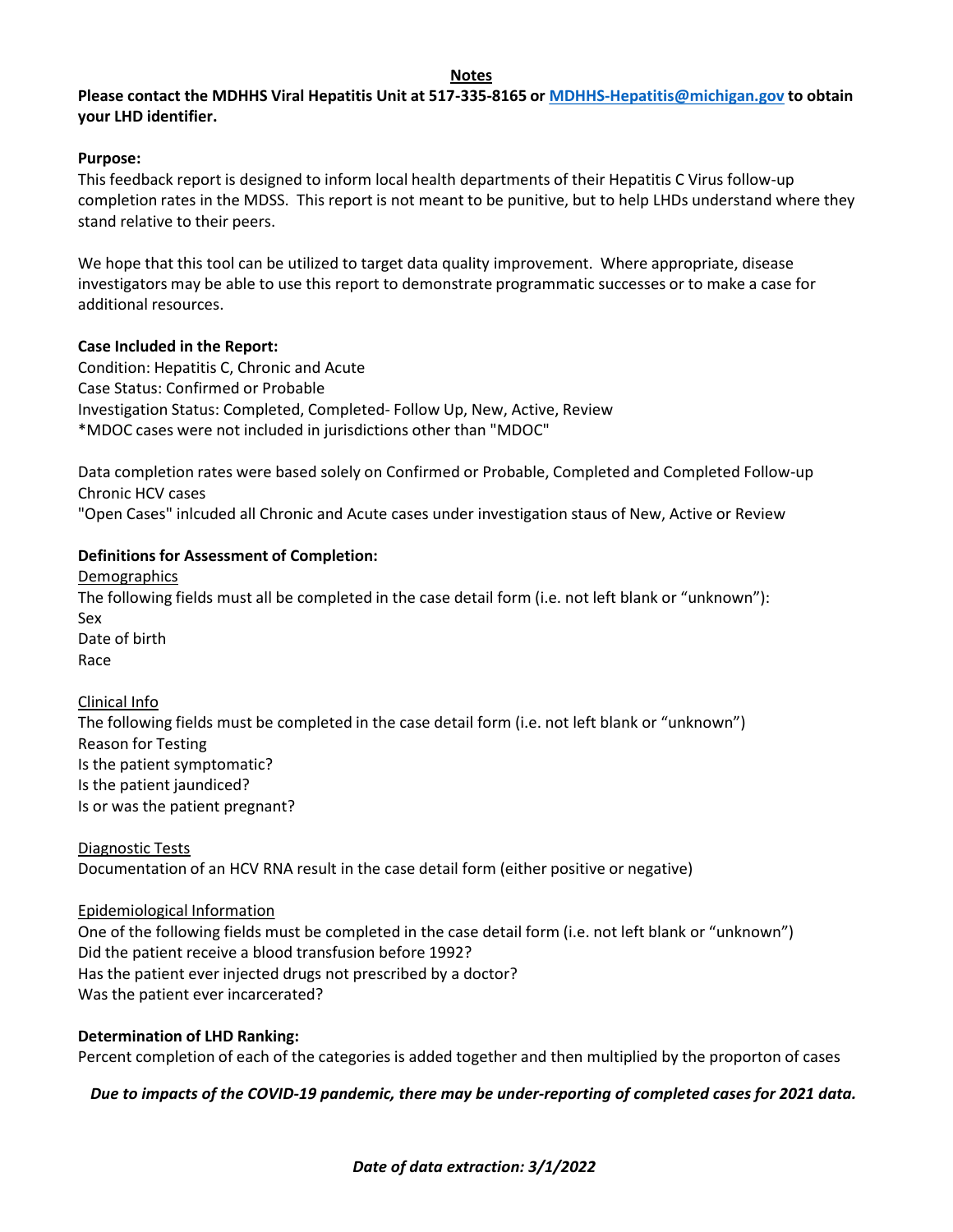## Notes

**Please contact the MDHHS Viral Hepatitis Unit at 517-335-8165 or [MDHHS-Hepatitis@michigan.gov](mailto:MDHHS-Hepatitis@michigan.gov) to obtain your LHD identifier.**

**Purpose:**

This feedback report is designed to inform local health departments of their Hepatitis C Virus follow-up completion rates in the MDSS. This report is not meant to be punitive, but to help LHDs understand where they stand relative to their peers.

We hope that this tool can be utilized to target data quality improvement. Where appropriate, disease investigators may be able to use this report to demonstrate programmatic successes or to make a case for additional resources.

**Case Included in the Report:**

Condition: Hepatitis C, Chronic and Acute
Case Status: Confirmed or Probable
Investigation Status: Completed, Completed- Follow Up, New, Active, Review
*MDOC cases were not included in jurisdictions other than "MDOC"

Data completion rates were based solely on Confirmed or Probable, Completed and Completed Follow-up Chronic HCV cases
"Open Cases" inlcuded all Chronic and Acute cases under investigation staus of New, Active or Review

**Definitions for Assessment of Completion:**

Demographics
The following fields must all be completed in the case detail form (i.e. not left blank or "unknown"):
Sex
Date of birth
Race

Clinical Info
The following fields must be completed in the case detail form (i.e. not left blank or "unknown")
Reason for Testing
Is the patient symptomatic?
Is the patient jaundiced?
Is or was the patient pregnant?

Diagnostic Tests
Documentation of an HCV RNA result in the case detail form (either positive or negative)

Epidemiological Information
One of the following fields must be completed in the case detail form (i.e. not left blank or "unknown")
Did the patient receive a blood transfusion before 1992?
Has the patient ever injected drugs not prescribed by a doctor?
Was the patient ever incarcerated?

**Determination of LHD Ranking:**

Percent completion of each of the categories is added together and then multiplied by the proporton of cases

***Due to impacts of the COVID-19 pandemic, there may be under-reporting of completed cases for 2021 data.***

***Date of data extraction: 3/1/2022***